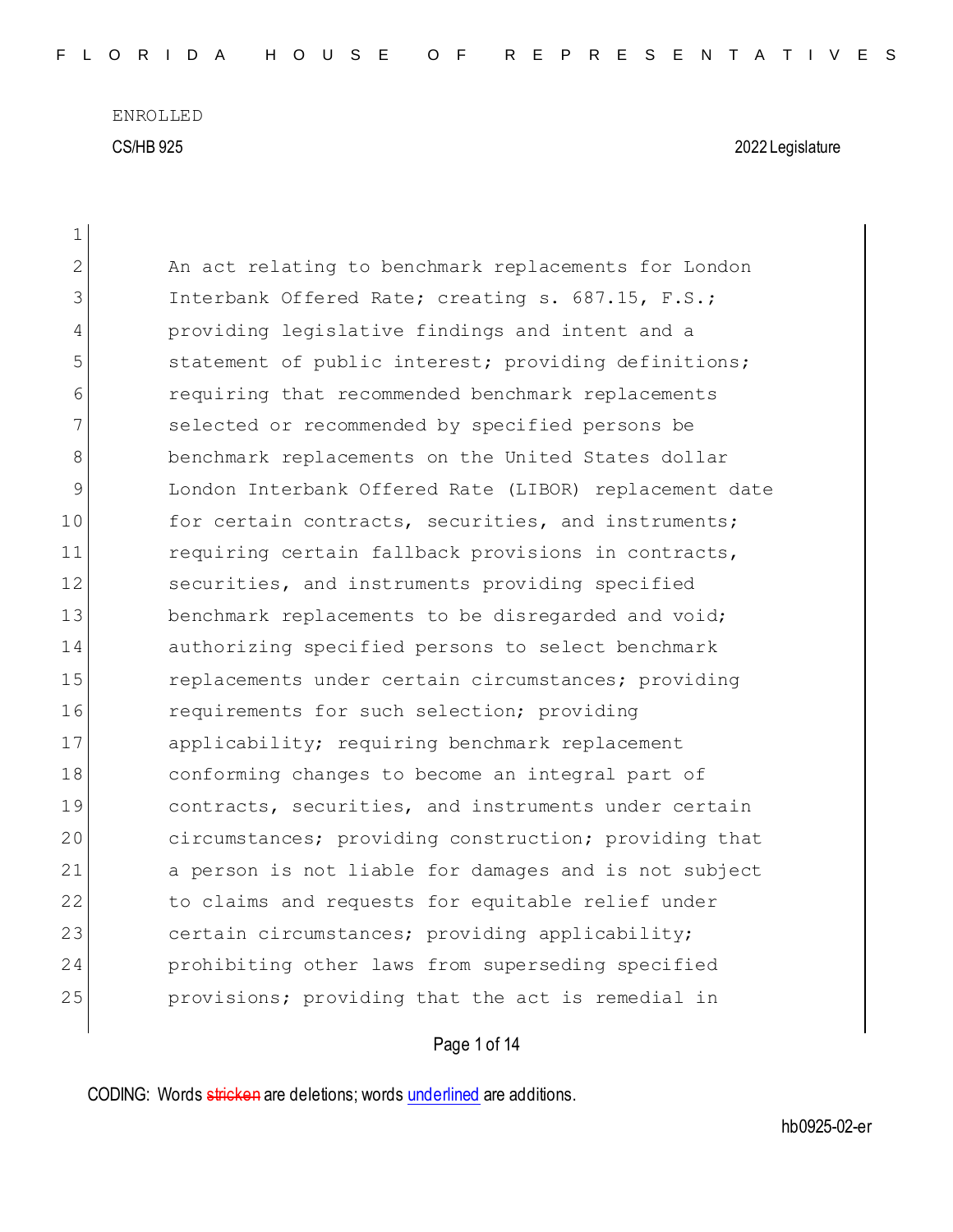ENROLLED

CS/HB 925 2022 Legislature

An act relating to benchmark replacements for London Interbank Offered Rate; creating s. 687.15, F.S.; providing legislative findings and intent and a statement of public interest; providing definitions; requiring that recommended benchmark replacements selected or recommended by specified persons be benchmark replacements on the United States dollar London Interbank Offered Rate (LIBOR) replacement date for certain contracts, securities, and instruments; requiring certain fallback provisions in contracts, securities, and instruments providing specified benchmark replacements to be disregarded and void; authorizing specified persons to select benchmark replacements under certain circumstances; providing requirements for such selection; providing applicability; requiring benchmark replacement conforming changes to become an integral part of contracts, securities, and instruments under certain circumstances; providing construction; providing that a person is not liable for damages and is not subject to claims and requests for equitable relief under certain circumstances; providing applicability; prohibiting other laws from superseding specified provisions; providing that the act is remedial in

CODING: Words stricken are deletions; words underlined are additions.

hb0925-02-er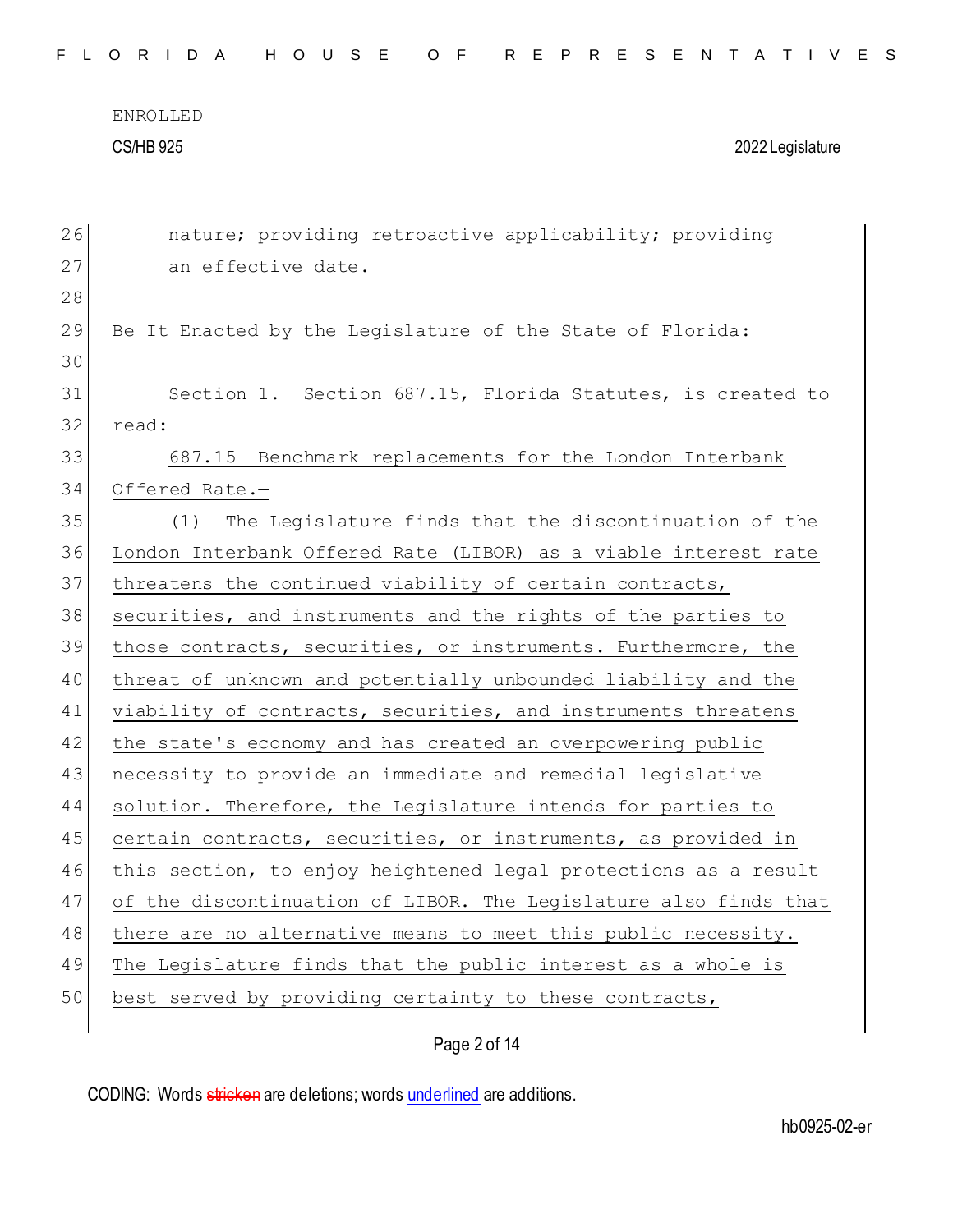nature; providing retroactive applicability; providing an effective date.

Be It Enacted by the Legislature of the State of Florida:

Section 1. Section 687.15, Florida Statutes, is created to read:

687.15 Benchmark replacements for the London Interbank Offered Rate.—

(1) The Legislature finds that the discontinuation of the London Interbank Offered Rate (LIBOR) as a viable interest rate threatens the continued viability of certain contracts, securities, and instruments and the rights of the parties to those contracts, securities, or instruments. Furthermore, the threat of unknown and potentially unbounded liability and the viability of contracts, securities, and instruments threatens the state's economy and has created an overpowering public necessity to provide an immediate and remedial legislative solution. Therefore, the Legislature intends for parties to certain contracts, securities, or instruments, as provided in this section, to enjoy heightened legal protections as a result of the discontinuation of LIBOR. The Legislature also finds that there are no alternative means to meet this public necessity. The Legislature finds that the public interest as a whole is best served by providing certainty to these contracts,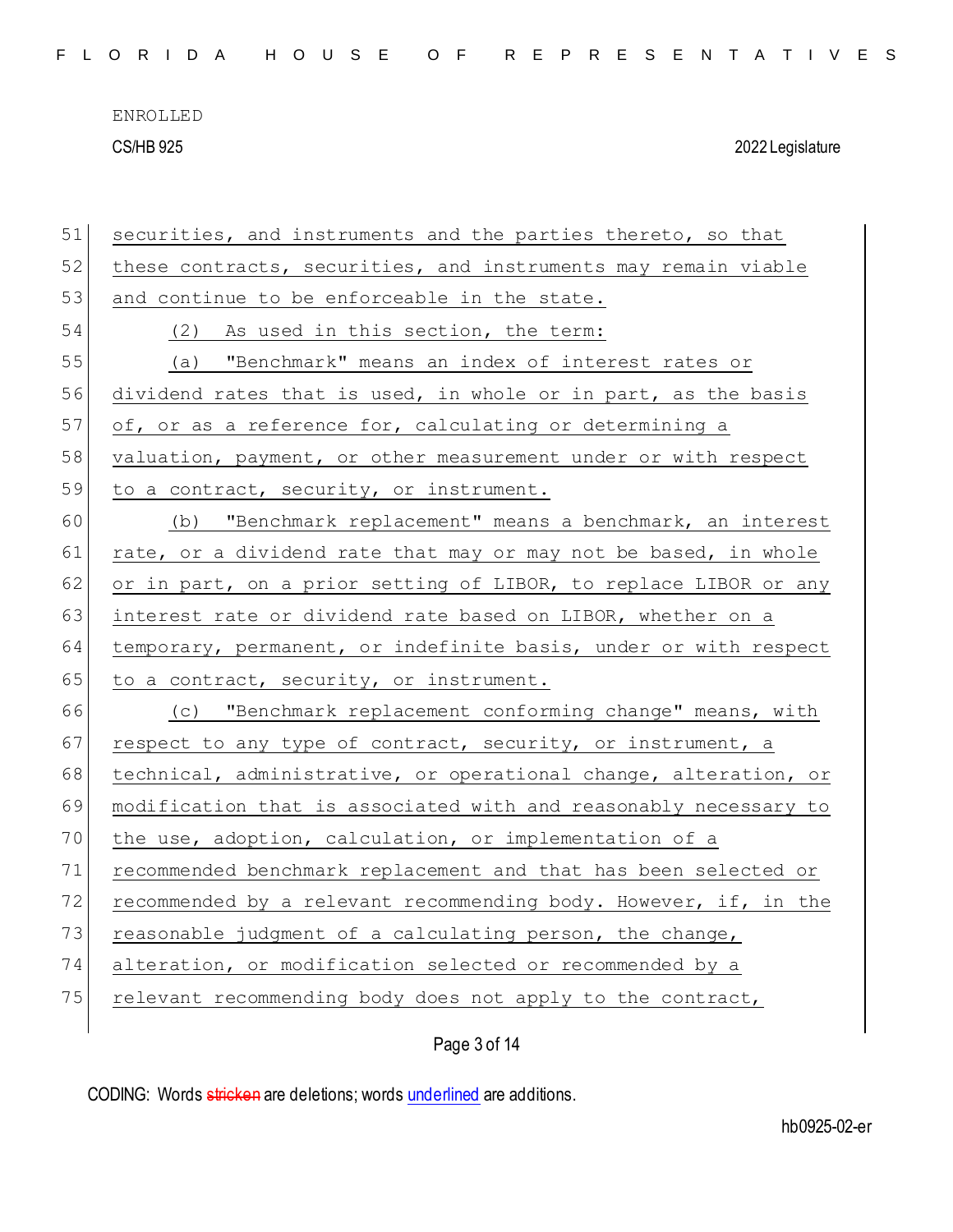securities, and instruments and the parties thereto, so that these contracts, securities, and instruments may remain viable and continue to be enforceable in the state.

(2) As used in this section, the term:

(a) "Benchmark" means an index of interest rates or dividend rates that is used, in whole or in part, as the basis of, or as a reference for, calculating or determining a valuation, payment, or other measurement under or with respect to a contract, security, or instrument.

(b) "Benchmark replacement" means a benchmark, an interest rate, or a dividend rate that may or may not be based, in whole or in part, on a prior setting of LIBOR, to replace LIBOR or any interest rate or dividend rate based on LIBOR, whether on a temporary, permanent, or indefinite basis, under or with respect to a contract, security, or instrument.

(c) "Benchmark replacement conforming change" means, with respect to any type of contract, security, or instrument, a technical, administrative, or operational change, alteration, or modification that is associated with and reasonably necessary to the use, adoption, calculation, or implementation of a recommended benchmark replacement and that has been selected or recommended by a relevant recommending body. However, if, in the reasonable judgment of a calculating person, the change, alteration, or modification selected or recommended by a relevant recommending body does not apply to the contract,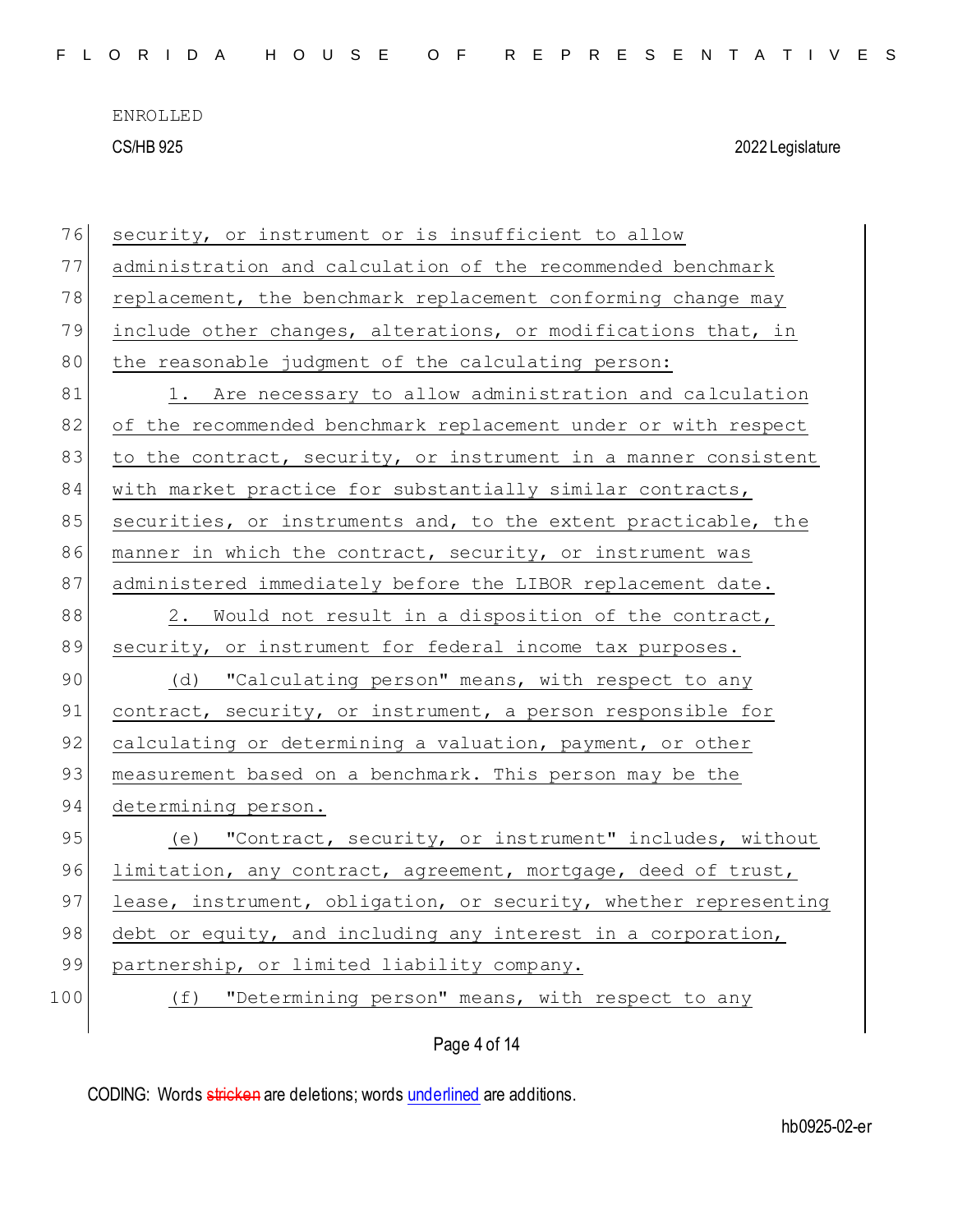security, or instrument or is insufficient to allow administration and calculation of the recommended benchmark replacement, the benchmark replacement conforming change may include other changes, alterations, or modifications that, in the reasonable judgment of the calculating person:

1. Are necessary to allow administration and calculation of the recommended benchmark replacement under or with respect to the contract, security, or instrument in a manner consistent with market practice for substantially similar contracts, securities, or instruments and, to the extent practicable, the manner in which the contract, security, or instrument was administered immediately before the LIBOR replacement date.

2. Would not result in a disposition of the contract, security, or instrument for federal income tax purposes.

(d) "Calculating person" means, with respect to any contract, security, or instrument, a person responsible for calculating or determining a valuation, payment, or other measurement based on a benchmark. This person may be the determining person.

(e) "Contract, security, or instrument" includes, without limitation, any contract, agreement, mortgage, deed of trust, lease, instrument, obligation, or security, whether representing debt or equity, and including any interest in a corporation, partnership, or limited liability company.

(f) "Determining person" means, with respect to any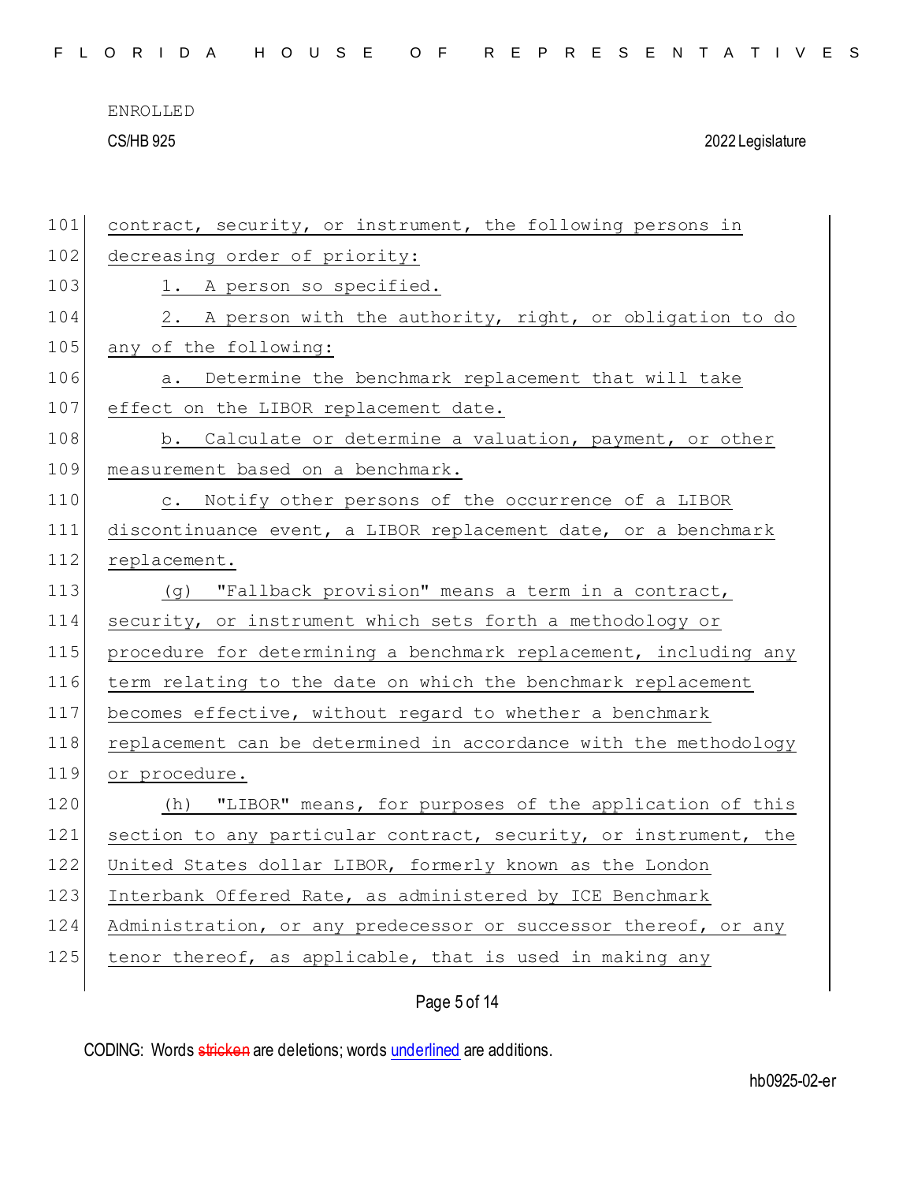contract, security, or instrument, the following persons in decreasing order of priority:

1. A person so specified.

2. A person with the authority, right, or obligation to do any of the following:

a. Determine the benchmark replacement that will take effect on the LIBOR replacement date.

b. Calculate or determine a valuation, payment, or other measurement based on a benchmark.

c. Notify other persons of the occurrence of a LIBOR discontinuance event, a LIBOR replacement date, or a benchmark replacement.

(g) "Fallback provision" means a term in a contract, security, or instrument which sets forth a methodology or procedure for determining a benchmark replacement, including any term relating to the date on which the benchmark replacement becomes effective, without regard to whether a benchmark replacement can be determined in accordance with the methodology or procedure.

(h) "LIBOR" means, for purposes of the application of this section to any particular contract, security, or instrument, the United States dollar LIBOR, formerly known as the London Interbank Offered Rate, as administered by ICE Benchmark Administration, or any predecessor or successor thereof, or any tenor thereof, as applicable, that is used in making any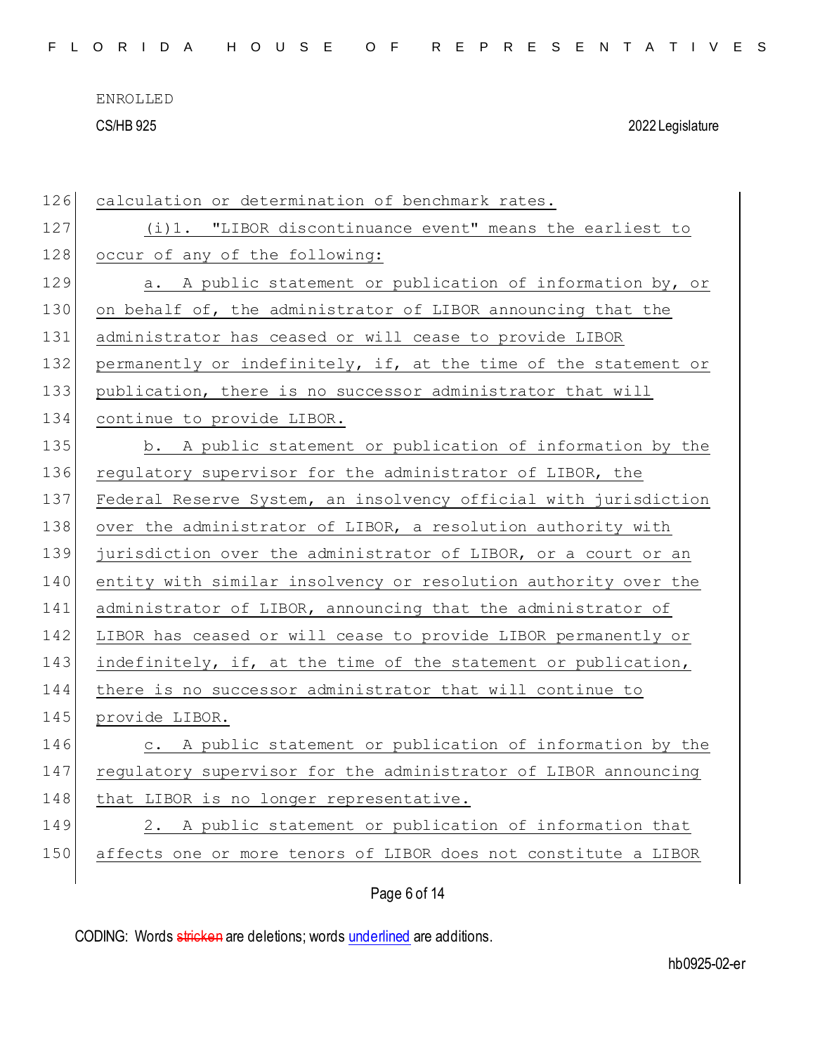calculation or determination of benchmark rates.

(i)1. "LIBOR discontinuance event" means the earliest to occur of any of the following:

a. A public statement or publication of information by, or on behalf of, the administrator of LIBOR announcing that the administrator has ceased or will cease to provide LIBOR permanently or indefinitely, if, at the time of the statement or publication, there is no successor administrator that will continue to provide LIBOR.

b. A public statement or publication of information by the regulatory supervisor for the administrator of LIBOR, the Federal Reserve System, an insolvency official with jurisdiction over the administrator of LIBOR, a resolution authority with jurisdiction over the administrator of LIBOR, or a court or an entity with similar insolvency or resolution authority over the administrator of LIBOR, announcing that the administrator of LIBOR has ceased or will cease to provide LIBOR permanently or indefinitely, if, at the time of the statement or publication, there is no successor administrator that will continue to provide LIBOR.

c. A public statement or publication of information by the regulatory supervisor for the administrator of LIBOR announcing that LIBOR is no longer representative.

2. A public statement or publication of information that affects one or more tenors of LIBOR does not constitute a LIBOR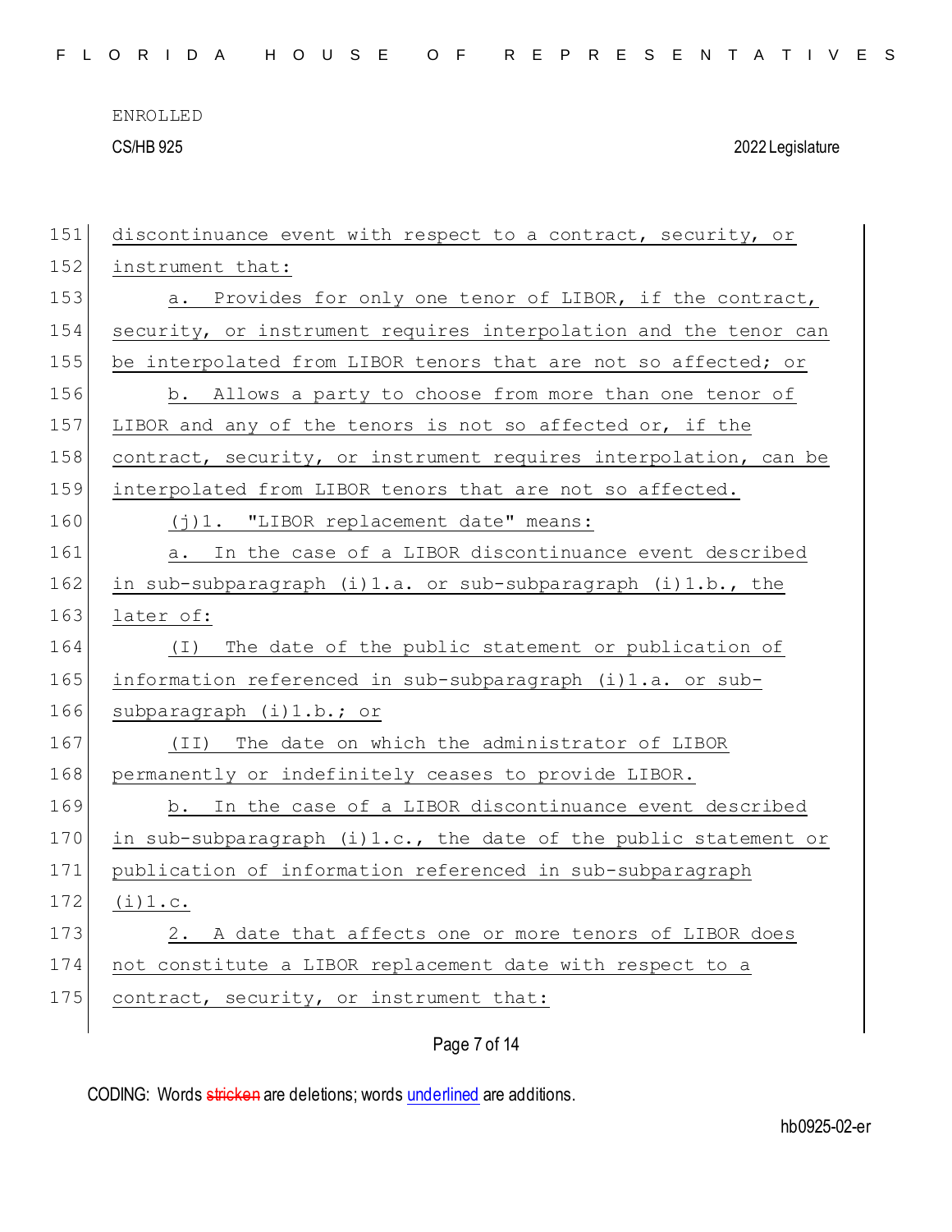discontinuance event with respect to a contract, security, or instrument that:

a. Provides for only one tenor of LIBOR, if the contract, security, or instrument requires interpolation and the tenor can be interpolated from LIBOR tenors that are not so affected; or

b. Allows a party to choose from more than one tenor of LIBOR and any of the tenors is not so affected or, if the contract, security, or instrument requires interpolation, can be interpolated from LIBOR tenors that are not so affected.

(j)1. "LIBOR replacement date" means:

a. In the case of a LIBOR discontinuance event described in sub-subparagraph (i)1.a. or sub-subparagraph (i)1.b., the later of:

(I) The date of the public statement or publication of information referenced in sub-subparagraph (i)1.a. or sub-subparagraph (i)1.b.; or

(II) The date on which the administrator of LIBOR permanently or indefinitely ceases to provide LIBOR.

b. In the case of a LIBOR discontinuance event described in sub-subparagraph (i)1.c., the date of the public statement or publication of information referenced in sub-subparagraph (i)1.c.

2. A date that affects one or more tenors of LIBOR does not constitute a LIBOR replacement date with respect to a contract, security, or instrument that: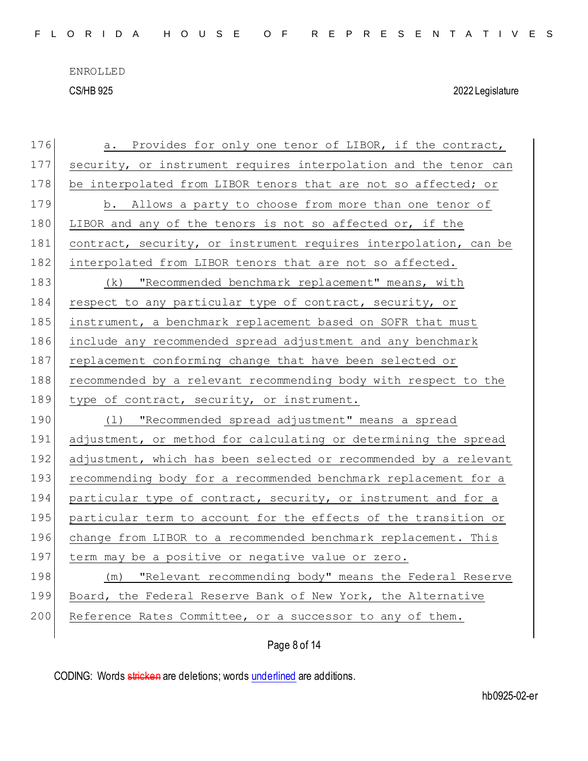a. Provides for only one tenor of LIBOR, if the contract, security, or instrument requires interpolation and the tenor can be interpolated from LIBOR tenors that are not so affected; or

b. Allows a party to choose from more than one tenor of LIBOR and any of the tenors is not so affected or, if the contract, security, or instrument requires interpolation, can be interpolated from LIBOR tenors that are not so affected.

(k) "Recommended benchmark replacement" means, with respect to any particular type of contract, security, or instrument, a benchmark replacement based on SOFR that must include any recommended spread adjustment and any benchmark replacement conforming change that have been selected or recommended by a relevant recommending body with respect to the type of contract, security, or instrument.

(l) "Recommended spread adjustment" means a spread adjustment, or method for calculating or determining the spread adjustment, which has been selected or recommended by a relevant recommending body for a recommended benchmark replacement for a particular type of contract, security, or instrument and for a particular term to account for the effects of the transition or change from LIBOR to a recommended benchmark replacement. This term may be a positive or negative value or zero.

(m) "Relevant recommending body" means the Federal Reserve Board, the Federal Reserve Bank of New York, the Alternative Reference Rates Committee, or a successor to any of them.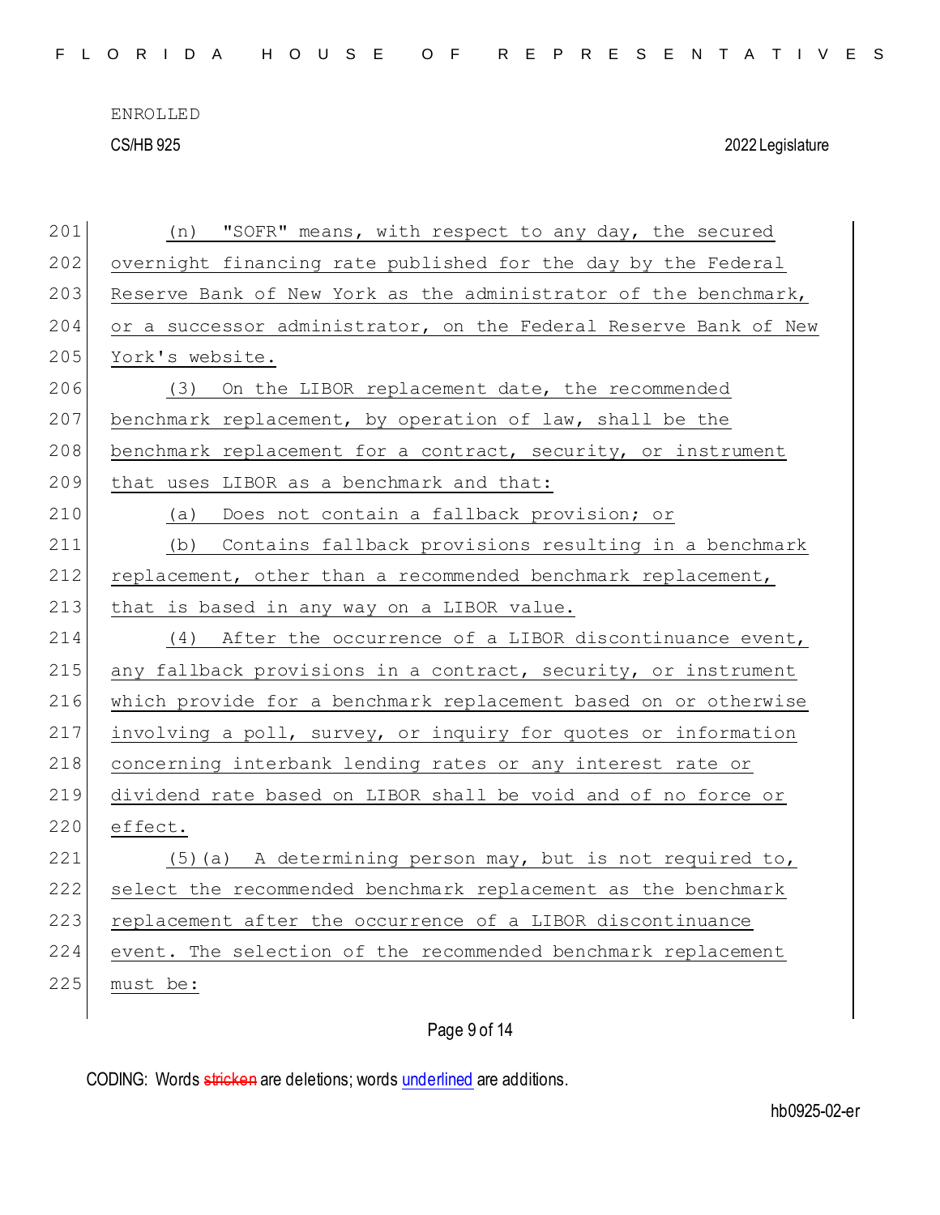(n) "SOFR" means, with respect to any day, the secured overnight financing rate published for the day by the Federal Reserve Bank of New York as the administrator of the benchmark, or a successor administrator, on the Federal Reserve Bank of New York's website.

(3) On the LIBOR replacement date, the recommended benchmark replacement, by operation of law, shall be the benchmark replacement for a contract, security, or instrument that uses LIBOR as a benchmark and that:

(a) Does not contain a fallback provision; or

(b) Contains fallback provisions resulting in a benchmark replacement, other than a recommended benchmark replacement, that is based in any way on a LIBOR value.

(4) After the occurrence of a LIBOR discontinuance event, any fallback provisions in a contract, security, or instrument which provide for a benchmark replacement based on or otherwise involving a poll, survey, or inquiry for quotes or information concerning interbank lending rates or any interest rate or dividend rate based on LIBOR shall be void and of no force or effect.

(5)(a) A determining person may, but is not required to, select the recommended benchmark replacement as the benchmark replacement after the occurrence of a LIBOR discontinuance event. The selection of the recommended benchmark replacement must be: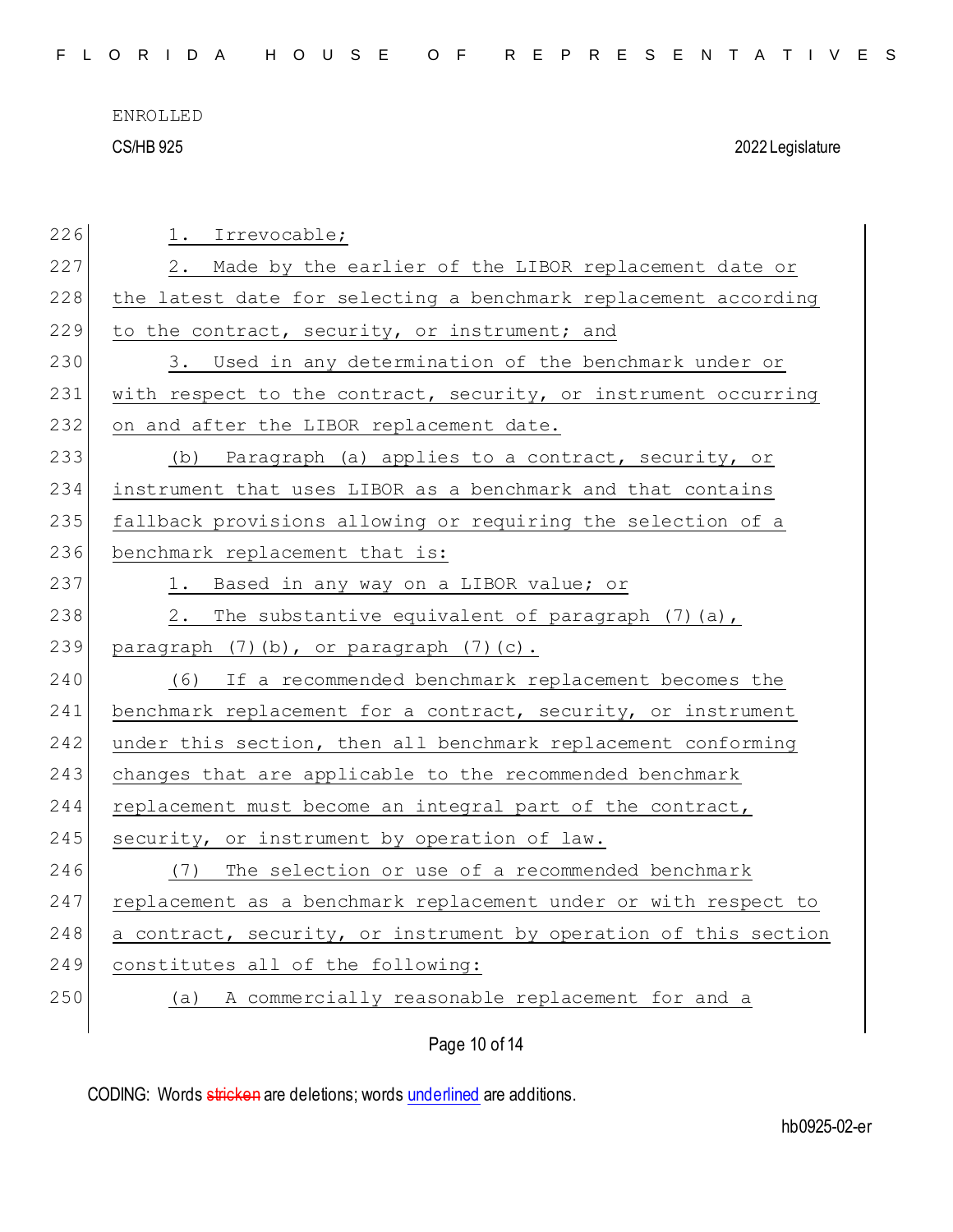1. Irrevocable;

2. Made by the earlier of the LIBOR replacement date or the latest date for selecting a benchmark replacement according to the contract, security, or instrument; and

3. Used in any determination of the benchmark under or with respect to the contract, security, or instrument occurring on and after the LIBOR replacement date.

(b) Paragraph (a) applies to a contract, security, or instrument that uses LIBOR as a benchmark and that contains fallback provisions allowing or requiring the selection of a benchmark replacement that is:

1. Based in any way on a LIBOR value; or

2. The substantive equivalent of paragraph (7)(a), paragraph (7)(b), or paragraph (7)(c).

(6) If a recommended benchmark replacement becomes the benchmark replacement for a contract, security, or instrument under this section, then all benchmark replacement conforming changes that are applicable to the recommended benchmark replacement must become an integral part of the contract, security, or instrument by operation of law.

(7) The selection or use of a recommended benchmark replacement as a benchmark replacement under or with respect to a contract, security, or instrument by operation of this section constitutes all of the following:

(a) A commercially reasonable replacement for and a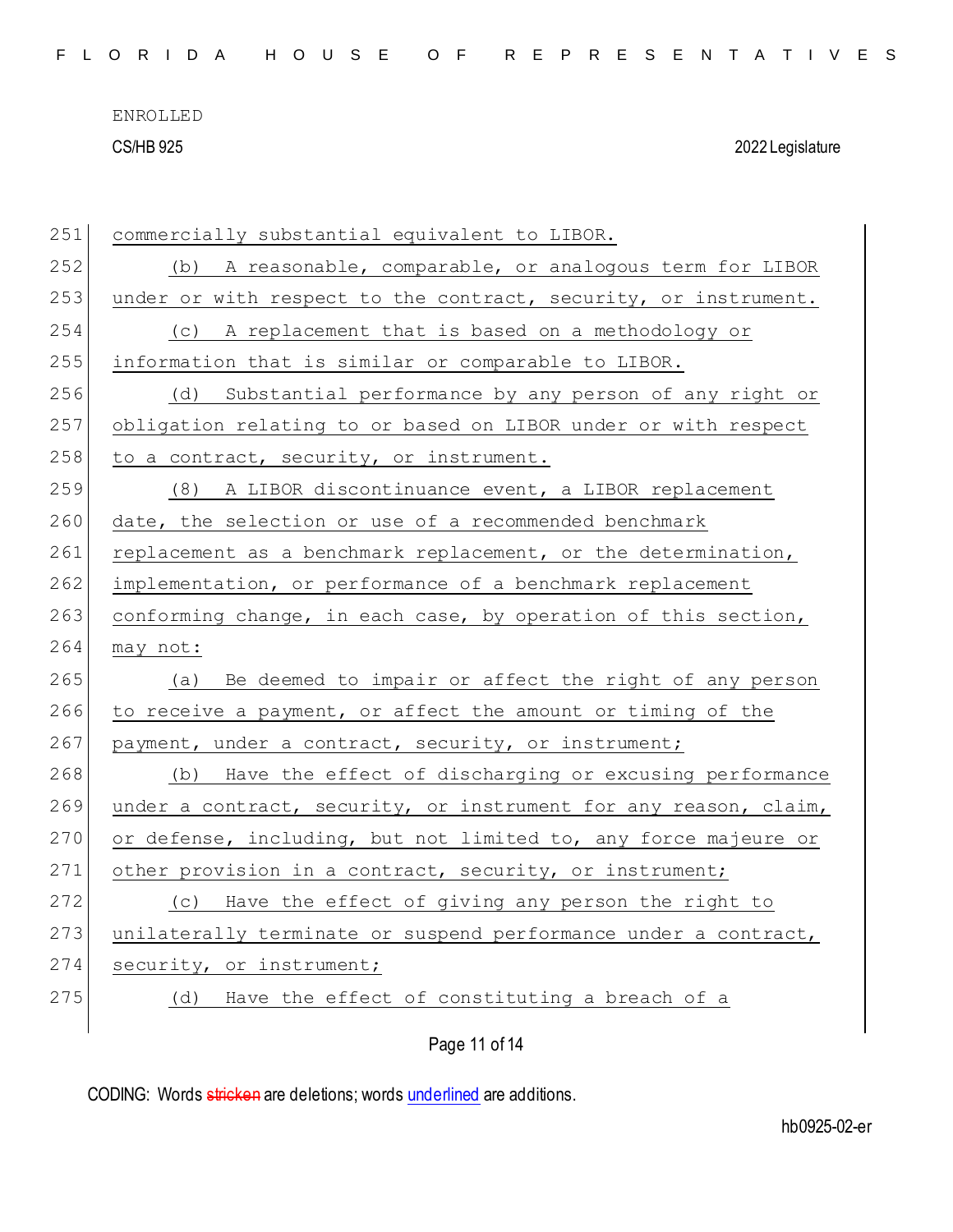commercially substantial equivalent to LIBOR.

(b) A reasonable, comparable, or analogous term for LIBOR under or with respect to the contract, security, or instrument.

(c) A replacement that is based on a methodology or information that is similar or comparable to LIBOR.

(d) Substantial performance by any person of any right or obligation relating to or based on LIBOR under or with respect to a contract, security, or instrument.

(8) A LIBOR discontinuance event, a LIBOR replacement date, the selection or use of a recommended benchmark replacement as a benchmark replacement, or the determination, implementation, or performance of a benchmark replacement conforming change, in each case, by operation of this section, may not:

(a) Be deemed to impair or affect the right of any person to receive a payment, or affect the amount or timing of the payment, under a contract, security, or instrument;

(b) Have the effect of discharging or excusing performance under a contract, security, or instrument for any reason, claim, or defense, including, but not limited to, any force majeure or other provision in a contract, security, or instrument;

(c) Have the effect of giving any person the right to unilaterally terminate or suspend performance under a contract, security, or instrument;

(d) Have the effect of constituting a breach of a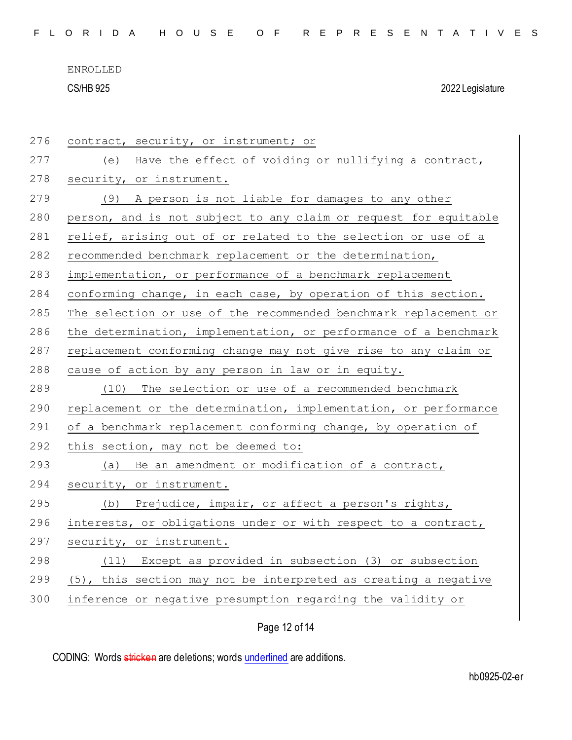contract, security, or instrument; or

(e) Have the effect of voiding or nullifying a contract, security, or instrument.

(9) A person is not liable for damages to any other person, and is not subject to any claim or request for equitable relief, arising out of or related to the selection or use of a recommended benchmark replacement or the determination, implementation, or performance of a benchmark replacement conforming change, in each case, by operation of this section. The selection or use of the recommended benchmark replacement or the determination, implementation, or performance of a benchmark replacement conforming change may not give rise to any claim or cause of action by any person in law or in equity.

(10) The selection or use of a recommended benchmark replacement or the determination, implementation, or performance of a benchmark replacement conforming change, by operation of this section, may not be deemed to:

(a) Be an amendment or modification of a contract, security, or instrument.

(b) Prejudice, impair, or affect a person's rights, interests, or obligations under or with respect to a contract, security, or instrument.

(11) Except as provided in subsection (3) or subsection (5), this section may not be interpreted as creating a negative inference or negative presumption regarding the validity or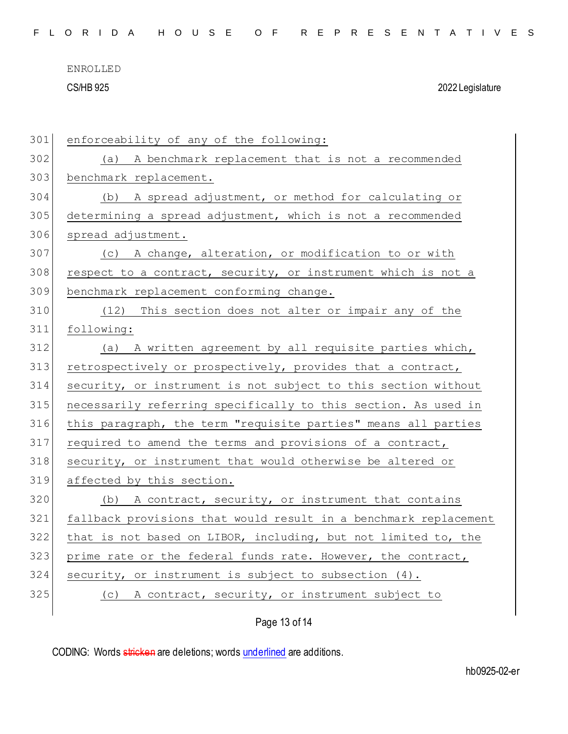enforceability of any of the following:

(a) A benchmark replacement that is not a recommended benchmark replacement.

(b) A spread adjustment, or method for calculating or determining a spread adjustment, which is not a recommended spread adjustment.

(c) A change, alteration, or modification to or with respect to a contract, security, or instrument which is not a benchmark replacement conforming change.

(12) This section does not alter or impair any of the following:

(a) A written agreement by all requisite parties which, retrospectively or prospectively, provides that a contract, security, or instrument is not subject to this section without necessarily referring specifically to this section. As used in this paragraph, the term "requisite parties" means all parties required to amend the terms and provisions of a contract, security, or instrument that would otherwise be altered or affected by this section.

(b) A contract, security, or instrument that contains fallback provisions that would result in a benchmark replacement that is not based on LIBOR, including, but not limited to, the prime rate or the federal funds rate. However, the contract, security, or instrument is subject to subsection (4).

(c) A contract, security, or instrument subject to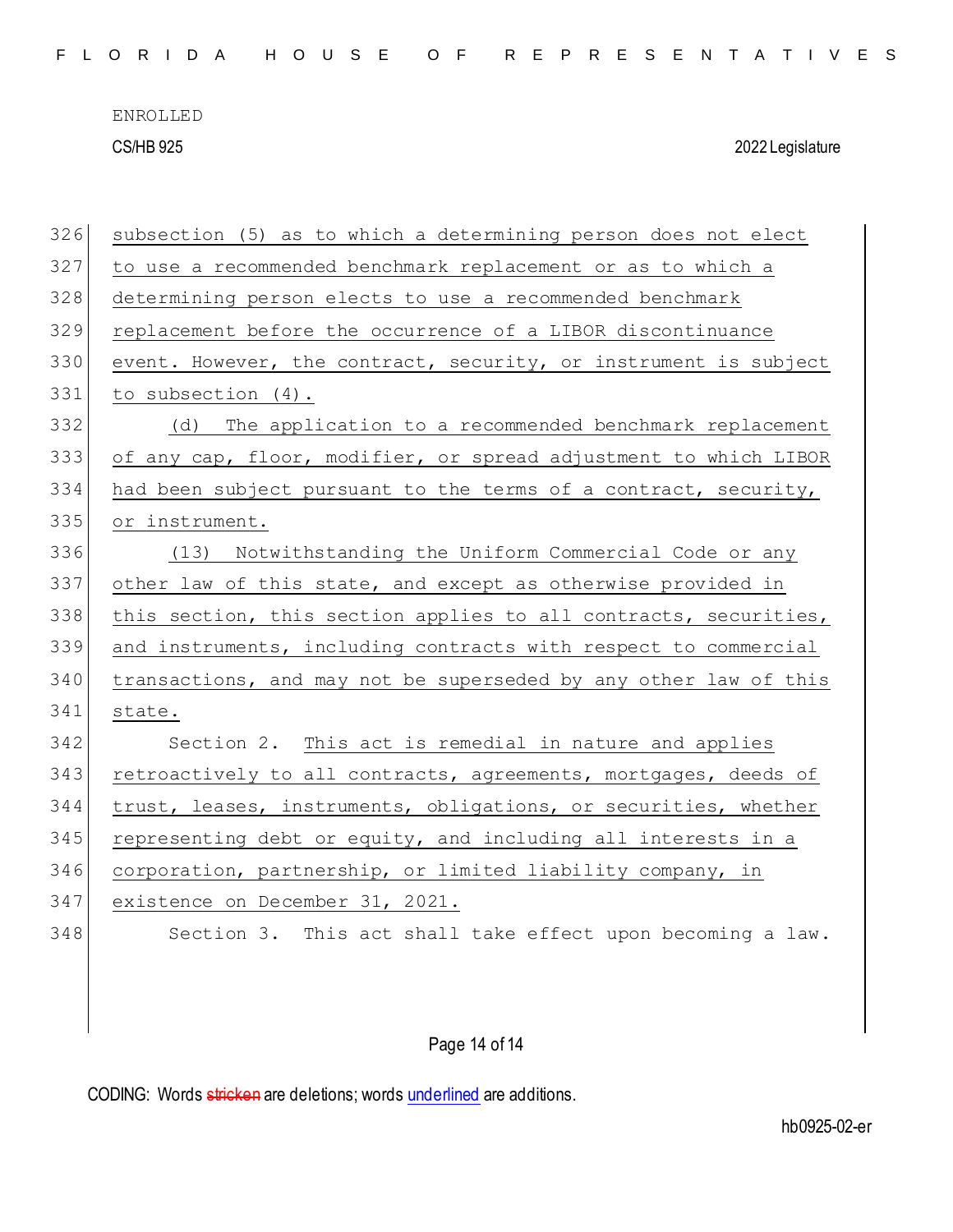subsection (5) as to which a determining person does not elect to use a recommended benchmark replacement or as to which a determining person elects to use a recommended benchmark replacement before the occurrence of a LIBOR discontinuance event. However, the contract, security, or instrument is subject to subsection (4).

(d) The application to a recommended benchmark replacement of any cap, floor, modifier, or spread adjustment to which LIBOR had been subject pursuant to the terms of a contract, security, or instrument.

(13) Notwithstanding the Uniform Commercial Code or any other law of this state, and except as otherwise provided in this section, this section applies to all contracts, securities, and instruments, including contracts with respect to commercial transactions, and may not be superseded by any other law of this state.

Section 2. This act is remedial in nature and applies retroactively to all contracts, agreements, mortgages, deeds of trust, leases, instruments, obligations, or securities, whether representing debt or equity, and including all interests in a corporation, partnership, or limited liability company, in existence on December 31, 2021.

Section 3. This act shall take effect upon becoming a law.